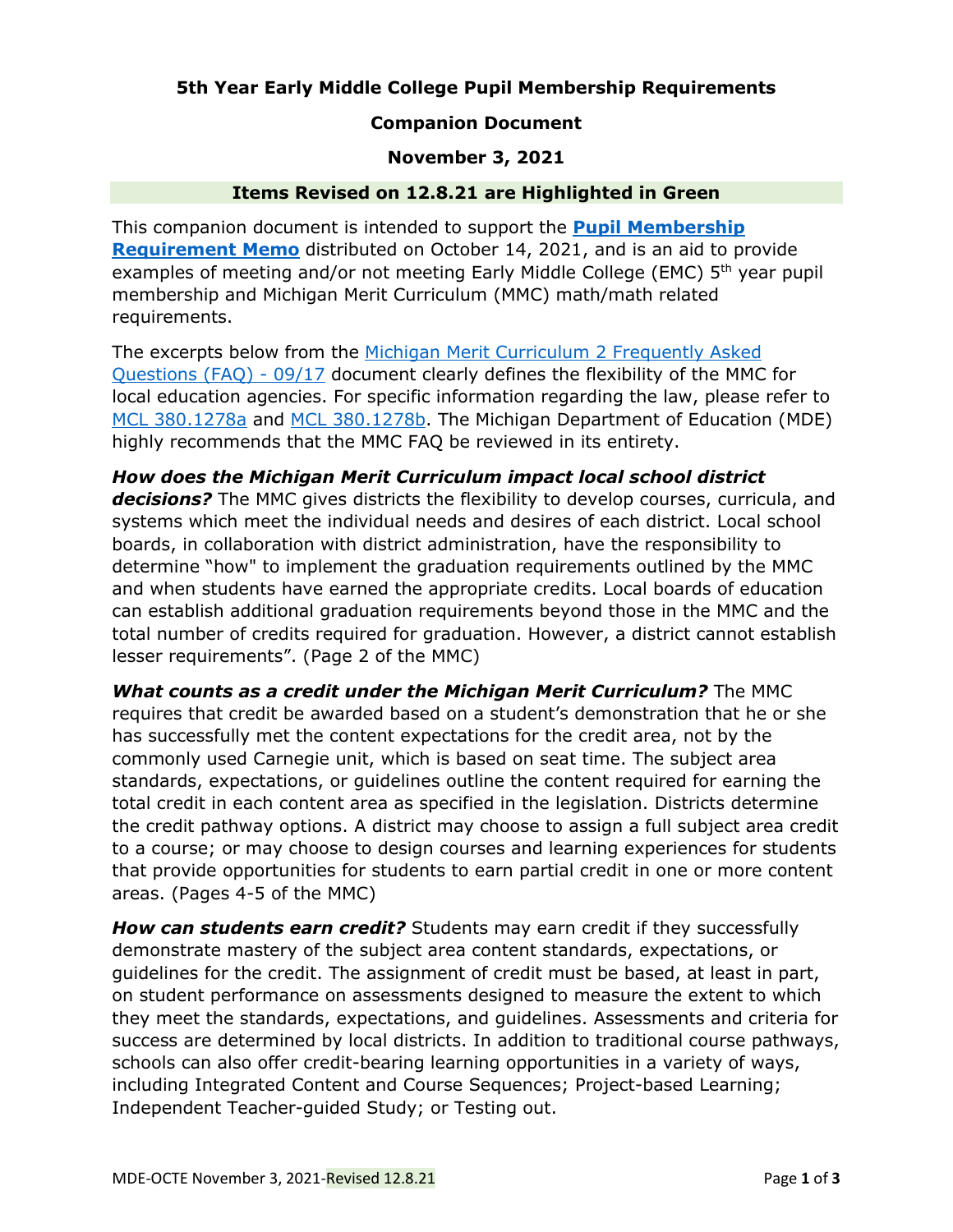# 5th Year Early Middle College Pupil Membership Requirements

## Companion Document

## November 3, 2021

**Items Revised on 12.8.21 are Highlighted in Green**

This companion document is intended to support the **Pupil Membership Requirement Memo** distributed on October 14, 2021, and is an aid to provide examples of meeting and/or not meeting Early Middle College (EMC) 5th year pupil membership and Michigan Merit Curriculum (MMC) math/math related requirements.

The excerpts below from the Michigan Merit Curriculum 2 Frequently Asked Questions (FAQ) - 09/17 document clearly defines the flexibility of the MMC for local education agencies. For specific information regarding the law, please refer to MCL 380.1278a and MCL 380.1278b. The Michigan Department of Education (MDE) highly recommends that the MMC FAQ be reviewed in its entirety.

***How does the Michigan Merit Curriculum impact local school district decisions?*** The MMC gives districts the flexibility to develop courses, curricula, and systems which meet the individual needs and desires of each district. Local school boards, in collaboration with district administration, have the responsibility to determine "how" to implement the graduation requirements outlined by the MMC and when students have earned the appropriate credits. Local boards of education can establish additional graduation requirements beyond those in the MMC and the total number of credits required for graduation. However, a district cannot establish lesser requirements". (Page 2 of the MMC)

***What counts as a credit under the Michigan Merit Curriculum?*** The MMC requires that credit be awarded based on a student's demonstration that he or she has successfully met the content expectations for the credit area, not by the commonly used Carnegie unit, which is based on seat time. The subject area standards, expectations, or guidelines outline the content required for earning the total credit in each content area as specified in the legislation. Districts determine the credit pathway options. A district may choose to assign a full subject area credit to a course; or may choose to design courses and learning experiences for students that provide opportunities for students to earn partial credit in one or more content areas. (Pages 4-5 of the MMC)

***How can students earn credit?*** Students may earn credit if they successfully demonstrate mastery of the subject area content standards, expectations, or guidelines for the credit. The assignment of credit must be based, at least in part, on student performance on assessments designed to measure the extent to which they meet the standards, expectations, and guidelines. Assessments and criteria for success are determined by local districts. In addition to traditional course pathways, schools can also offer credit-bearing learning opportunities in a variety of ways, including Integrated Content and Course Sequences; Project-based Learning; Independent Teacher-guided Study; or Testing out.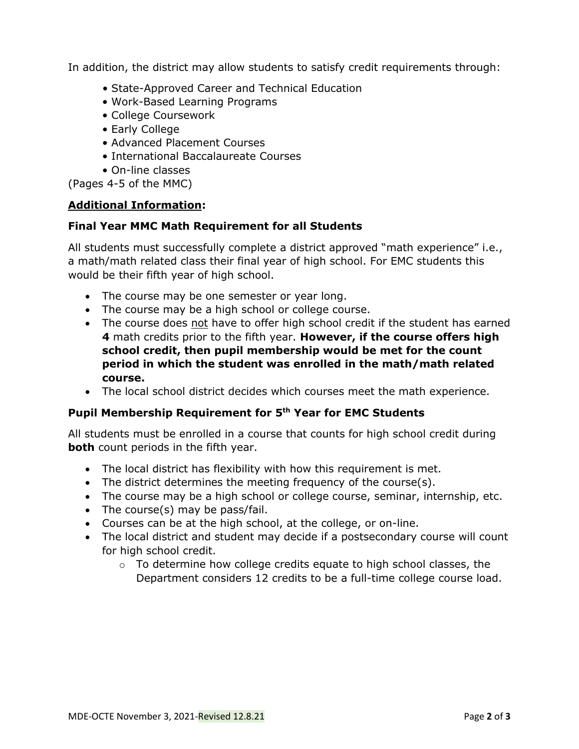In addition, the district may allow students to satisfy credit requirements through:

- State-Approved Career and Technical Education
- Work-Based Learning Programs
- College Coursework
- Early College
- Advanced Placement Courses
- International Baccalaureate Courses
- On-line classes

(Pages 4-5 of the MMC)

**Additional Information:**

### Final Year MMC Math Requirement for all Students

All students must successfully complete a district approved "math experience" i.e., a math/math related class their final year of high school. For EMC students this would be their fifth year of high school.

- The course may be one semester or year long.
- The course may be a high school or college course.
- The course does not have to offer high school credit if the student has earned **4** math credits prior to the fifth year. **However, if the course offers high school credit, then pupil membership would be met for the count period in which the student was enrolled in the math/math related course.**
- The local school district decides which courses meet the math experience.

### Pupil Membership Requirement for 5th Year for EMC Students

All students must be enrolled in a course that counts for high school credit during **both** count periods in the fifth year.

- The local district has flexibility with how this requirement is met.
- The district determines the meeting frequency of the course(s).
- The course may be a high school or college course, seminar, internship, etc.
- The course(s) may be pass/fail.
- Courses can be at the high school, at the college, or on-line.
- The local district and student may decide if a postsecondary course will count for high school credit.
  - To determine how college credits equate to high school classes, the Department considers 12 credits to be a full-time college course load.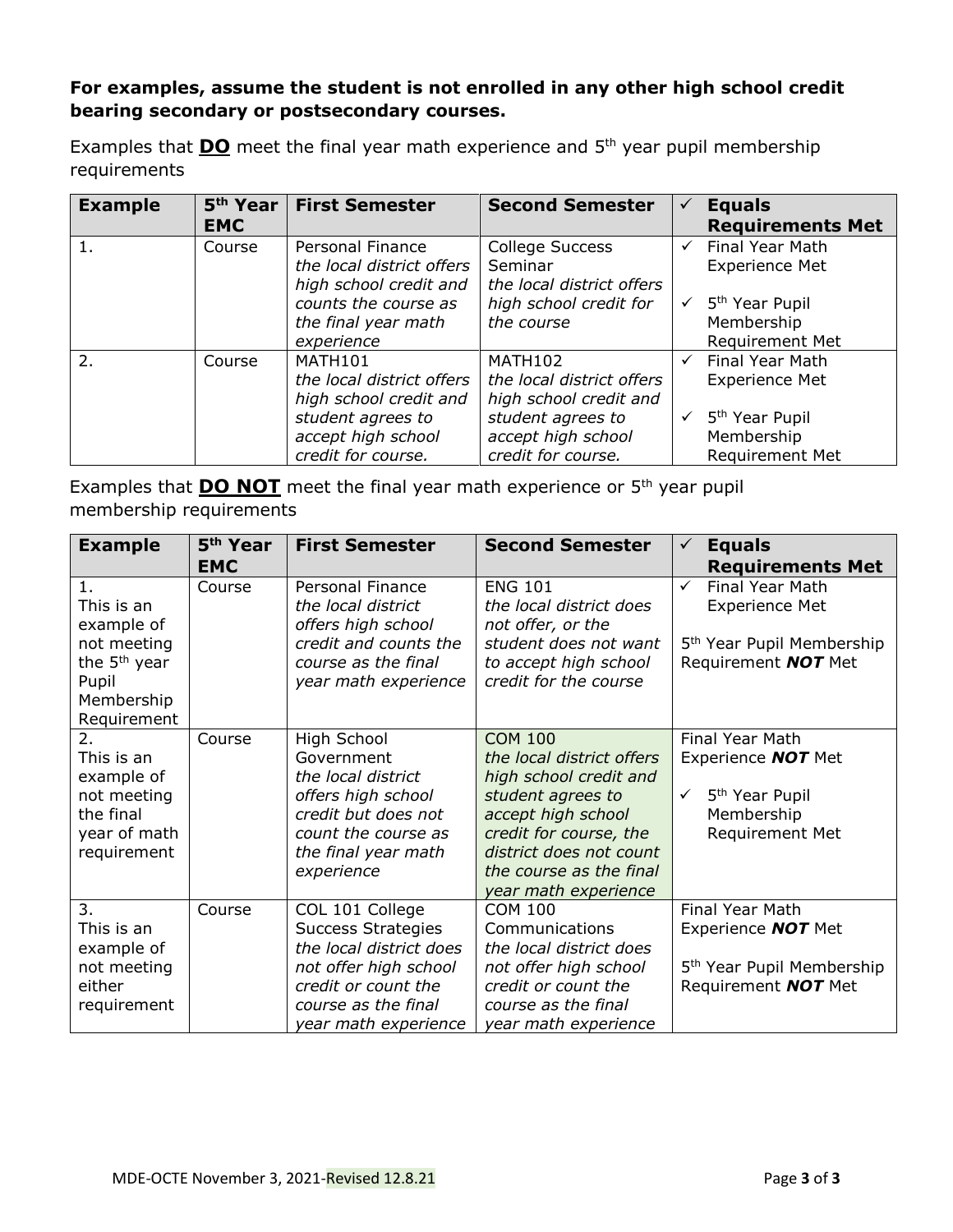**For examples, assume the student is not enrolled in any other high school credit bearing secondary or postsecondary courses.**

Examples that **DO** meet the final year math experience and 5th year pupil membership requirements

| Example | 5th Year EMC | First Semester | Second Semester | ✓ Equals Requirements Met |
|---|---|---|---|---|
| 1. | Course | Personal Finance *the local district offers high school credit and counts the course as the final year math experience* | College Success Seminar *the local district offers high school credit for the course* | ✓ Final Year Math Experience Met<br>✓ 5th Year Pupil Membership Requirement Met |
| 2. | Course | MATH101 *the local district offers high school credit and student agrees to accept high school credit for course.* | MATH102 *the local district offers high school credit and student agrees to accept high school credit for course.* | ✓ Final Year Math Experience Met<br>✓ 5th Year Pupil Membership Requirement Met |

Examples that **DO NOT** meet the final year math experience or 5th year pupil membership requirements

| Example | 5th Year EMC | First Semester | Second Semester | ✓ Equals Requirements Met |
|---|---|---|---|---|
| 1. This is an example of not meeting the 5th year Pupil Membership Requirement | Course | Personal Finance *the local district offers high school credit and counts the course as the final year math experience* | ENG 101 *the local district does not offer, or the student does not want to accept high school credit for the course* | ✓ Final Year Math Experience Met<br>5th Year Pupil Membership Requirement ***NOT*** Met |
| 2. This is an example of not meeting the final year of math requirement | Course | High School Government *the local district offers high school credit but does not count the course as the final year math experience* | COM 100 *the local district offers high school credit and student agrees to accept high school credit for course, the district does not count the course as the final year math experience* | Final Year Math Experience ***NOT*** Met<br>✓ 5th Year Pupil Membership Requirement Met |
| 3. This is an example of not meeting either requirement | Course | COL 101 College Success Strategies *the local district does not offer high school credit or count the course as the final year math experience* | COM 100 Communications *the local district does not offer high school credit or count the course as the final year math experience* | Final Year Math Experience ***NOT*** Met<br>5th Year Pupil Membership Requirement ***NOT*** Met |

MDE-OCTE November 3, 2021-Revised 12.8.21